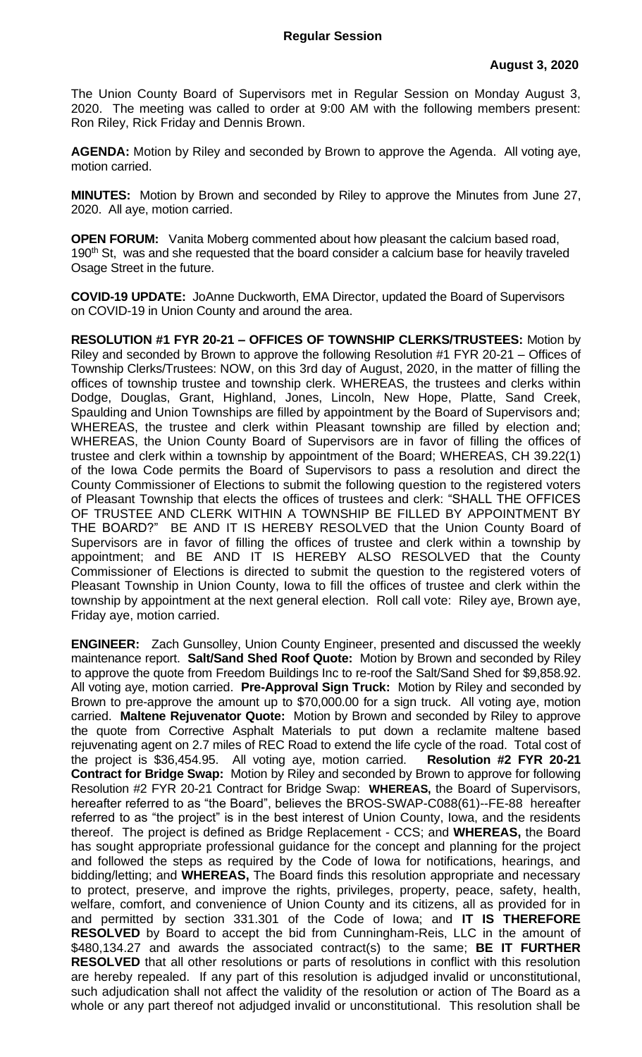## Regular Session

**August 3, 2020**

The Union County Board of Supervisors met in Regular Session on Monday August 3, 2020. The meeting was called to order at 9:00 AM with the following members present: Ron Riley, Rick Friday and Dennis Brown.

**AGENDA:** Motion by Riley and seconded by Brown to approve the Agenda. All voting aye, motion carried.

**MINUTES:** Motion by Brown and seconded by Riley to approve the Minutes from June 27, 2020. All aye, motion carried.

**OPEN FORUM:** Vanita Moberg commented about how pleasant the calcium based road, 190th St, was and she requested that the board consider a calcium base for heavily traveled Osage Street in the future.

**COVID-19 UPDATE:** JoAnne Duckworth, EMA Director, updated the Board of Supervisors on COVID-19 in Union County and around the area.

**RESOLUTION #1 FYR 20-21 – OFFICES OF TOWNSHIP CLERKS/TRUSTEES:** Motion by Riley and seconded by Brown to approve the following Resolution #1 FYR 20-21 – Offices of Township Clerks/Trustees: NOW, on this 3rd day of August, 2020, in the matter of filling the offices of township trustee and township clerk. WHEREAS, the trustees and clerks within Dodge, Douglas, Grant, Highland, Jones, Lincoln, New Hope, Platte, Sand Creek, Spaulding and Union Townships are filled by appointment by the Board of Supervisors and; WHEREAS, the trustee and clerk within Pleasant township are filled by election and; WHEREAS, the Union County Board of Supervisors are in favor of filling the offices of trustee and clerk within a township by appointment of the Board; WHEREAS, CH 39.22(1) of the Iowa Code permits the Board of Supervisors to pass a resolution and direct the County Commissioner of Elections to submit the following question to the registered voters of Pleasant Township that elects the offices of trustees and clerk: "SHALL THE OFFICES OF TRUSTEE AND CLERK WITHIN A TOWNSHIP BE FILLED BY APPOINTMENT BY THE BOARD?" BE AND IT IS HEREBY RESOLVED that the Union County Board of Supervisors are in favor of filling the offices of trustee and clerk within a township by appointment; and BE AND IT IS HEREBY ALSO RESOLVED that the County Commissioner of Elections is directed to submit the question to the registered voters of Pleasant Township in Union County, Iowa to fill the offices of trustee and clerk within the township by appointment at the next general election. Roll call vote: Riley aye, Brown aye, Friday aye, motion carried.

**ENGINEER:** Zach Gunsolley, Union County Engineer, presented and discussed the weekly maintenance report. **Salt/Sand Shed Roof Quote:** Motion by Brown and seconded by Riley to approve the quote from Freedom Buildings Inc to re-roof the Salt/Sand Shed for $9,858.92. All voting aye, motion carried. **Pre-Approval Sign Truck:** Motion by Riley and seconded by Brown to pre-approve the amount up to $70,000.00 for a sign truck. All voting aye, motion carried. **Maltene Rejuvenator Quote:** Motion by Brown and seconded by Riley to approve the quote from Corrective Asphalt Materials to put down a reclamite maltene based rejuvenating agent on 2.7 miles of REC Road to extend the life cycle of the road. Total cost of the project is $36,454.95. All voting aye, motion carried. **Resolution #2 FYR 20-21 Contract for Bridge Swap:** Motion by Riley and seconded by Brown to approve for following Resolution #2 FYR 20-21 Contract for Bridge Swap: **WHEREAS,** the Board of Supervisors, hereafter referred to as "the Board", believes the BROS-SWAP-C088(61)--FE-88 hereafter referred to as "the project" is in the best interest of Union County, Iowa, and the residents thereof. The project is defined as Bridge Replacement - CCS; and **WHEREAS,** the Board has sought appropriate professional guidance for the concept and planning for the project and followed the steps as required by the Code of Iowa for notifications, hearings, and bidding/letting; and **WHEREAS,** The Board finds this resolution appropriate and necessary to protect, preserve, and improve the rights, privileges, property, peace, safety, health, welfare, comfort, and convenience of Union County and its citizens, all as provided for in and permitted by section 331.301 of the Code of Iowa; and **IT IS THEREFORE RESOLVED** by Board to accept the bid from Cunningham-Reis, LLC in the amount of $480,134.27 and awards the associated contract(s) to the same; **BE IT FURTHER RESOLVED** that all other resolutions or parts of resolutions in conflict with this resolution are hereby repealed. If any part of this resolution is adjudged invalid or unconstitutional, such adjudication shall not affect the validity of the resolution or action of The Board as a whole or any part thereof not adjudged invalid or unconstitutional. This resolution shall be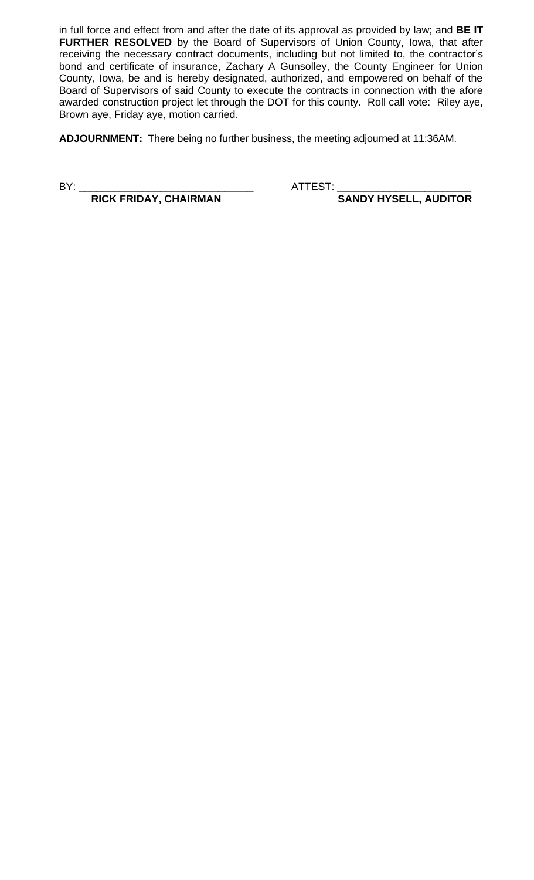in full force and effect from and after the date of its approval as provided by law; and **BE IT FURTHER RESOLVED** by the Board of Supervisors of Union County, Iowa, that after receiving the necessary contract documents, including but not limited to, the contractor's bond and certificate of insurance, Zachary A Gunsolley, the County Engineer for Union County, Iowa, be and is hereby designated, authorized, and empowered on behalf of the Board of Supervisors of said County to execute the contracts in connection with the afore awarded construction project let through the DOT for this county. Roll call vote: Riley aye, Brown aye, Friday aye, motion carried.

**ADJOURNMENT:** There being no further business, the meeting adjourned at 11:36AM.

BY: ______________________________ ATTEST: ______________________

**RICK FRIDAY, CHAIRMAN** **SANDY HYSELL, AUDITOR**